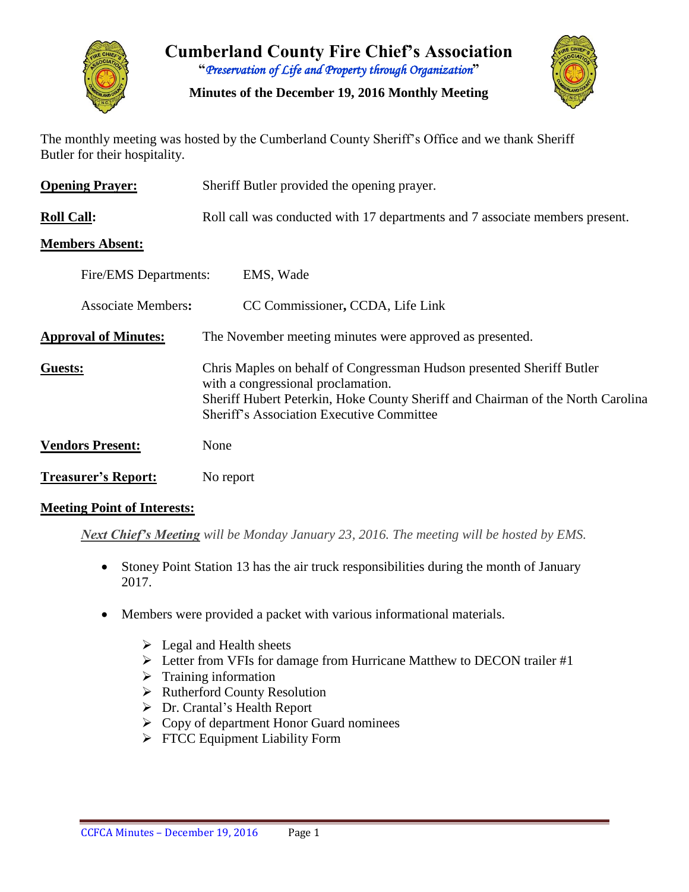# Cumberland County Fire Chief's Association

"*Preservation of Life and Property through Organization*"

**Minutes of the December 19, 2016 Monthly Meeting**

The monthly meeting was hosted by the Cumberland County Sheriff's Office and we thank Sheriff Butler for their hospitality.

**Opening Prayer:** Sheriff Butler provided the opening prayer.

**Roll Call:** Roll call was conducted with 17 departments and 7 associate members present.

**Members Absent:**

Fire/EMS Departments: EMS, Wade

Associate Members: CC Commissioner, CCDA, Life Link

**Approval of Minutes:** The November meeting minutes were approved as presented.

**Guests:** Chris Maples on behalf of Congressman Hudson presented Sheriff Butler with a congressional proclamation.
Sheriff Hubert Peterkin, Hoke County Sheriff and Chairman of the North Carolina Sheriff's Association Executive Committee

**Vendors Present:** None

**Treasurer's Report:** No report

**Meeting Point of Interests:**

***Next Chief's Meeting*** *will be Monday January 23, 2016. The meeting will be hosted by EMS.*

- Stoney Point Station 13 has the air truck responsibilities during the month of January 2017.
- Members were provided a packet with various informational materials.
  - Legal and Health sheets
  - Letter from VFIs for damage from Hurricane Matthew to DECON trailer #1
  - Training information
  - Rutherford County Resolution
  - Dr. Crantal's Health Report
  - Copy of department Honor Guard nominees
  - FTCC Equipment Liability Form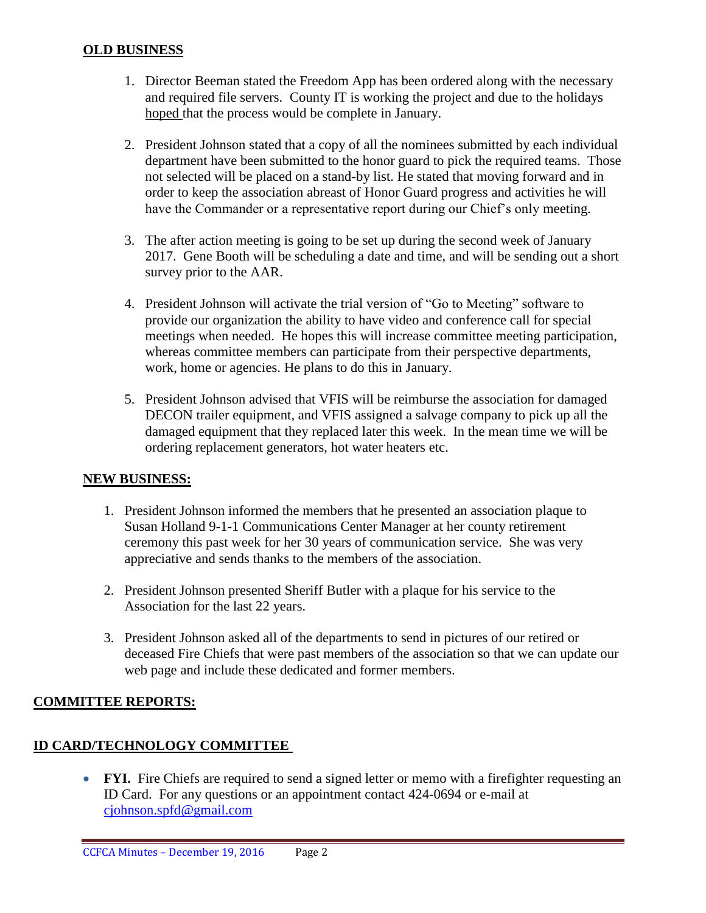## OLD BUSINESS

1. Director Beeman stated the Freedom App has been ordered along with the necessary and required file servers. County IT is working the project and due to the holidays hoped that the process would be complete in January.

2. President Johnson stated that a copy of all the nominees submitted by each individual department have been submitted to the honor guard to pick the required teams. Those not selected will be placed on a stand-by list. He stated that moving forward and in order to keep the association abreast of Honor Guard progress and activities he will have the Commander or a representative report during our Chief's only meeting.

3. The after action meeting is going to be set up during the second week of January 2017. Gene Booth will be scheduling a date and time, and will be sending out a short survey prior to the AAR.

4. President Johnson will activate the trial version of "Go to Meeting" software to provide our organization the ability to have video and conference call for special meetings when needed. He hopes this will increase committee meeting participation, whereas committee members can participate from their perspective departments, work, home or agencies. He plans to do this in January.

5. President Johnson advised that VFIS will be reimburse the association for damaged DECON trailer equipment, and VFIS assigned a salvage company to pick up all the damaged equipment that they replaced later this week. In the mean time we will be ordering replacement generators, hot water heaters etc.

## NEW BUSINESS:

1. President Johnson informed the members that he presented an association plaque to Susan Holland 9-1-1 Communications Center Manager at her county retirement ceremony this past week for her 30 years of communication service. She was very appreciative and sends thanks to the members of the association.

2. President Johnson presented Sheriff Butler with a plaque for his service to the Association for the last 22 years.

3. President Johnson asked all of the departments to send in pictures of our retired or deceased Fire Chiefs that were past members of the association so that we can update our web page and include these dedicated and former members.

## COMMITTEE REPORTS:

## ID CARD/TECHNOLOGY COMMITTEE

- **FYI.** Fire Chiefs are required to send a signed letter or memo with a firefighter requesting an ID Card. For any questions or an appointment contact 424-0694 or e-mail at cjohnson.spfd@gmail.com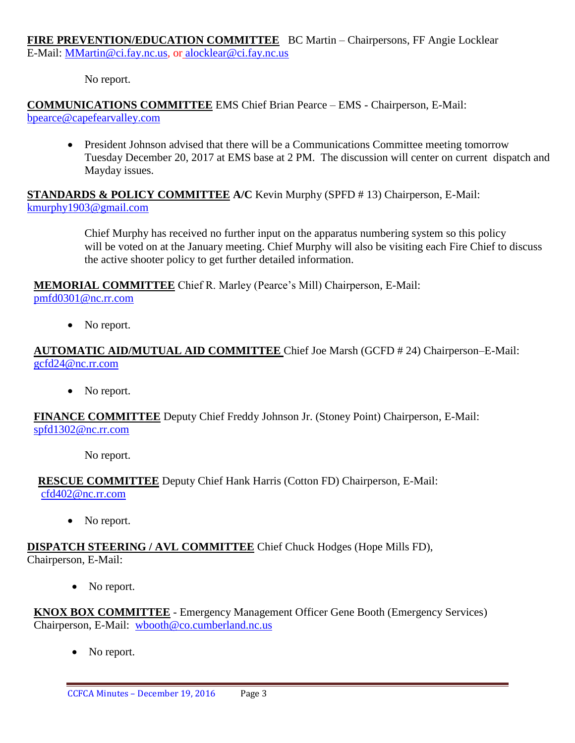**FIRE PREVENTION/EDUCATION COMMITTEE** BC Martin – Chairpersons, FF Angie Locklear E-Mail: MMartin@ci.fay.nc.us, or alocklear@ci.fay.nc.us

No report.

**COMMUNICATIONS COMMITTEE** EMS Chief Brian Pearce – EMS - Chairperson, E-Mail: bpearce@capefearvalley.com

- President Johnson advised that there will be a Communications Committee meeting tomorrow Tuesday December 20, 2017 at EMS base at 2 PM. The discussion will center on current dispatch and Mayday issues.

**STANDARDS & POLICY COMMITTEE A/C** Kevin Murphy (SPFD # 13) Chairperson, E-Mail: kmurphy1903@gmail.com

Chief Murphy has received no further input on the apparatus numbering system so this policy will be voted on at the January meeting. Chief Murphy will also be visiting each Fire Chief to discuss the active shooter policy to get further detailed information.

**MEMORIAL COMMITTEE** Chief R. Marley (Pearce's Mill) Chairperson, E-Mail: pmfd0301@nc.rr.com

- No report.

**AUTOMATIC AID/MUTUAL AID COMMITTEE** Chief Joe Marsh (GCFD # 24) Chairperson–E-Mail: gcfd24@nc.rr.com

- No report.

**FINANCE COMMITTEE** Deputy Chief Freddy Johnson Jr. (Stoney Point) Chairperson, E-Mail: spfd1302@nc.rr.com

No report.

**RESCUE COMMITTEE** Deputy Chief Hank Harris (Cotton FD) Chairperson, E-Mail: cfd402@nc.rr.com

- No report.

**DISPATCH STEERING / AVL COMMITTEE** Chief Chuck Hodges (Hope Mills FD), Chairperson, E-Mail:

- No report.

**KNOX BOX COMMITTEE** - Emergency Management Officer Gene Booth (Emergency Services) Chairperson, E-Mail: wbooth@co.cumberland.nc.us

- No report.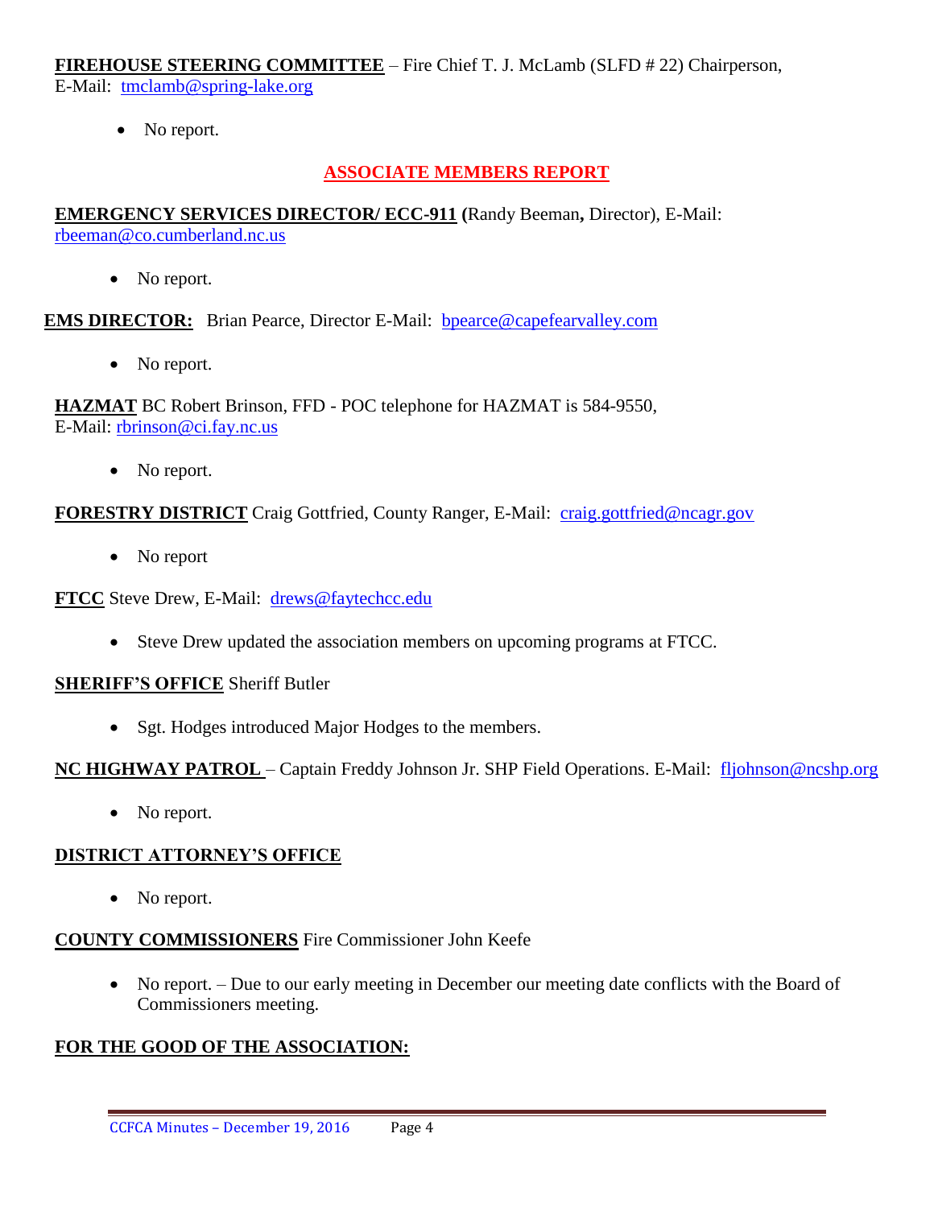**FIREHOUSE STEERING COMMITTEE** – Fire Chief T. J. McLamb (SLFD # 22) Chairperson, E-Mail: tmclamb@spring-lake.org

- No report.

## ASSOCIATE MEMBERS REPORT

**EMERGENCY SERVICES DIRECTOR/ ECC-911 (**Randy Beeman**,** Director), E-Mail: rbeeman@co.cumberland.nc.us

- No report.

**EMS DIRECTOR:** Brian Pearce, Director E-Mail: bpearce@capefearvalley.com

- No report.

**HAZMAT** BC Robert Brinson, FFD - POC telephone for HAZMAT is 584-9550, E-Mail: rbrinson@ci.fay.nc.us

- No report.

**FORESTRY DISTRICT** Craig Gottfried, County Ranger, E-Mail: craig.gottfried@ncagr.gov

- No report

**FTCC** Steve Drew, E-Mail: drews@faytechcc.edu

- Steve Drew updated the association members on upcoming programs at FTCC.

**SHERIFF'S OFFICE** Sheriff Butler

- Sgt. Hodges introduced Major Hodges to the members.

**NC HIGHWAY PATROL** – Captain Freddy Johnson Jr. SHP Field Operations. E-Mail: fljohnson@ncshp.org

- No report.

**DISTRICT ATTORNEY'S OFFICE**

- No report.

**COUNTY COMMISSIONERS** Fire Commissioner John Keefe

- No report. – Due to our early meeting in December our meeting date conflicts with the Board of Commissioners meeting.

**FOR THE GOOD OF THE ASSOCIATION:**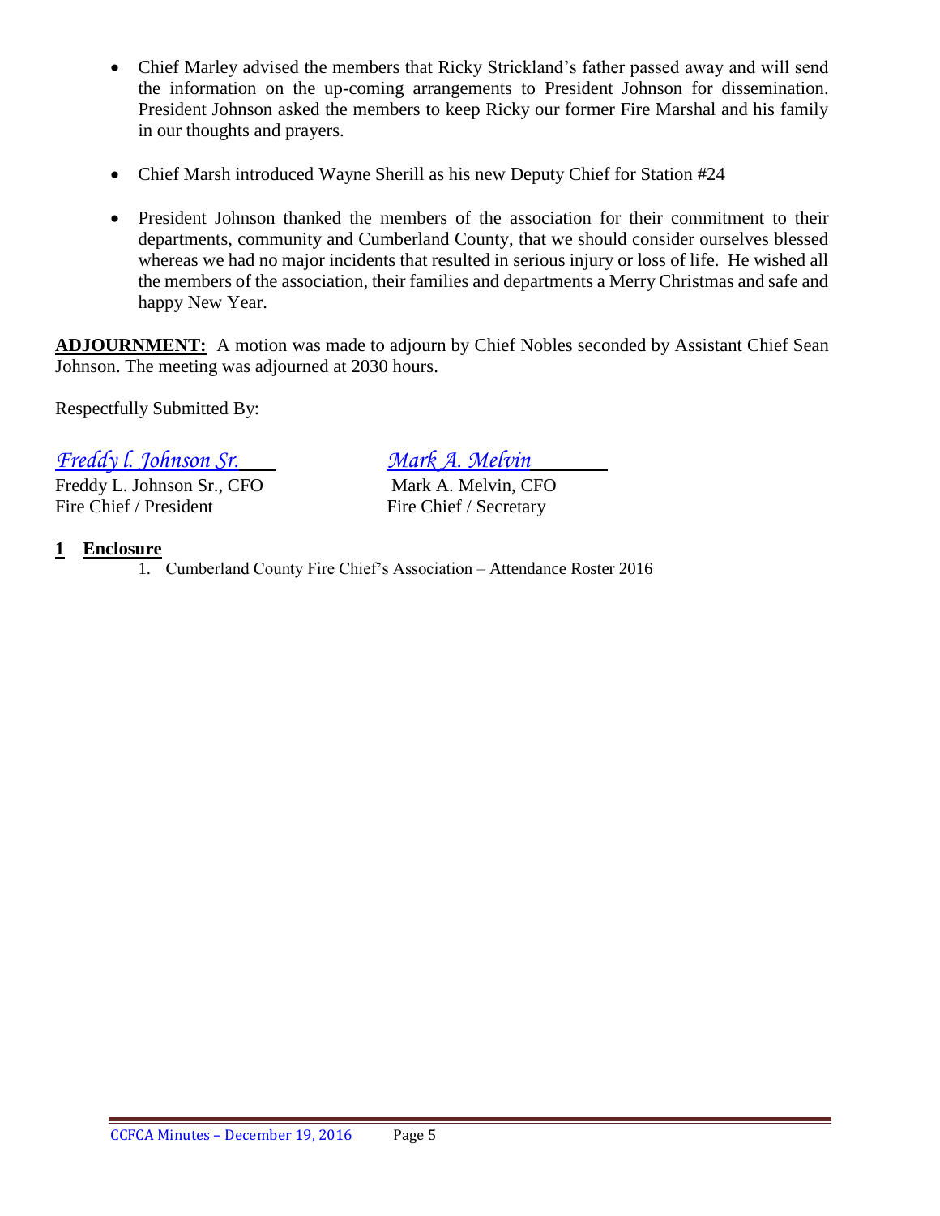- Chief Marley advised the members that Ricky Strickland's father passed away and will send the information on the up-coming arrangements to President Johnson for dissemination. President Johnson asked the members to keep Ricky our former Fire Marshal and his family in our thoughts and prayers.

- Chief Marsh introduced Wayne Sherill as his new Deputy Chief for Station #24

- President Johnson thanked the members of the association for their commitment to their departments, community and Cumberland County, that we should consider ourselves blessed whereas we had no major incidents that resulted in serious injury or loss of life. He wished all the members of the association, their families and departments a Merry Christmas and safe and happy New Year.

**ADJOURNMENT:** A motion was made to adjourn by Chief Nobles seconded by Assistant Chief Sean Johnson. The meeting was adjourned at 2030 hours.

Respectfully Submitted By:

*Freddy l. Johnson Sr.*
Freddy L. Johnson Sr., CFO
Fire Chief / President

*Mark A. Melvin*
Mark A. Melvin, CFO
Fire Chief / Secretary

**1 Enclosure**

1. Cumberland County Fire Chief's Association – Attendance Roster 2016